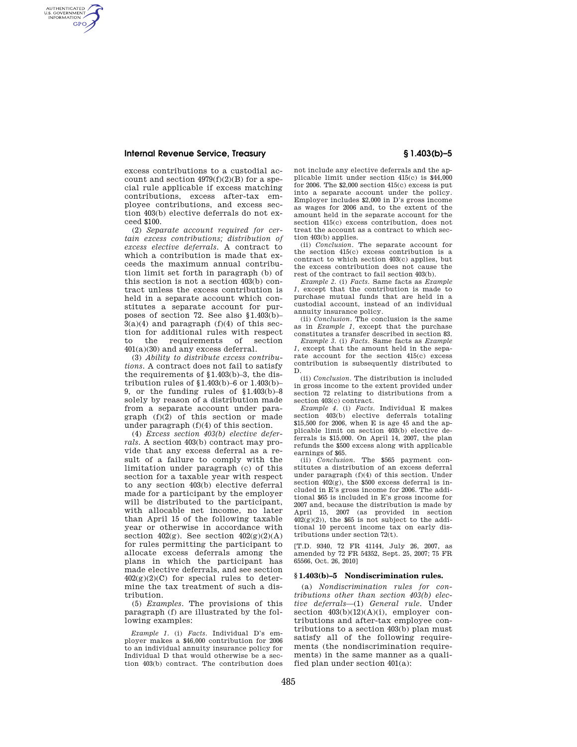excess contributions to a custodial account and section 4979(f)(2)(B) for a special rule applicable if excess matching contributions, excess after-tax employee contributions, and excess section 403(b) elective deferrals do not exceed $100.

(2) *Separate account required for certain excess contributions; distribution of excess elective deferrals.* A contract to which a contribution is made that exceeds the maximum annual contribution limit set forth in paragraph (b) of this section is not a section 403(b) contract unless the excess contribution is held in a separate account which constitutes a separate account for purposes of section 72. See also §1.403(b)–3(a)(4) and paragraph (f)(4) of this section for additional rules with respect to the requirements of section 401(a)(30) and any excess deferral.

(3) *Ability to distribute excess contributions.* A contract does not fail to satisfy the requirements of §1.403(b)–3, the distribution rules of §1.403(b)–6 or 1.403(b)–9, or the funding rules of §1.403(b)–8 solely by reason of a distribution made from a separate account under paragraph (f)(2) of this section or made under paragraph (f)(4) of this section.

(4) *Excess section 403(b) elective deferrals.* A section 403(b) contract may provide that any excess deferral as a result of a failure to comply with the limitation under paragraph (c) of this section for a taxable year with respect to any section 403(b) elective deferral made for a participant by the employer will be distributed to the participant, with allocable net income, no later than April 15 of the following taxable year or otherwise in accordance with section 402(g). See section 402(g)(2)(A) for rules permitting the participant to allocate excess deferrals among the plans in which the participant has made elective deferrals, and see section 402(g)(2)(C) for special rules to determine the tax treatment of such a distribution.

(5) *Examples.* The provisions of this paragraph (f) are illustrated by the following examples:

*Example 1.* (i) *Facts.* Individual D's employer makes a $46,000 contribution for 2006 to an individual annuity insurance policy for Individual D that would otherwise be a section 403(b) contract. The contribution does not include any elective deferrals and the applicable limit under section 415(c) is $44,000 for 2006. The $2,000 section 415(c) excess is put into a separate account under the policy. Employer includes $2,000 in D's gross income as wages for 2006 and, to the extent of the amount held in the separate account for the section 415(c) excess contribution, does not treat the account as a contract to which section 403(b) applies.

(ii) *Conclusion.* The separate account for the section 415(c) excess contribution is a contract to which section 403(c) applies, but the excess contribution does not cause the rest of the contract to fail section 403(b).

*Example 2.* (i) *Facts.* Same facts as *Example 1*, except that the contribution is made to purchase mutual funds that are held in a custodial account, instead of an individual annuity insurance policy.

(ii) *Conclusion.* The conclusion is the same as in *Example 1*, except that the purchase constitutes a transfer described in section 83.

*Example 3.* (i) *Facts.* Same facts as *Example 1*, except that the amount held in the separate account for the section 415(c) excess contribution is subsequently distributed to D.

(ii) *Conclusion.* The distribution is included in gross income to the extent provided under section 72 relating to distributions from a section 403(c) contract.

*Example 4.* (i) *Facts.* Individual E makes section 403(b) elective deferrals totaling $15,500 for 2006, when E is age 45 and the applicable limit on section 403(b) elective deferrals is $15,000. On April 14, 2007, the plan refunds the $500 excess along with applicable earnings of $65.

(ii) *Conclusion.* The $565 payment constitutes a distribution of an excess deferral under paragraph (f)(4) of this section. Under section 402(g), the $500 excess deferral is included in E's gross income for 2006. The additional $65 is included in E's gross income for 2007 and, because the distribution is made by April 15, 2007 (as provided in section 402(g)(2)), the $65 is not subject to the additional 10 percent income tax on early distributions under section 72(t).

[T.D. 9340, 72 FR 41144, July 26, 2007, as amended by 72 FR 54352, Sept. 25, 2007; 75 FR 65566, Oct. 26, 2010]

## §1.403(b)–5 Nondiscrimination rules.

(a) *Nondiscrimination rules for contributions other than section 403(b) elective deferrals*—(1) *General rule.* Under section 403(b)(12)(A)(i), employer contributions and after-tax employee contributions to a section 403(b) plan must satisfy all of the following requirements (the nondiscrimination requirements) in the same manner as a qualified plan under section 401(a):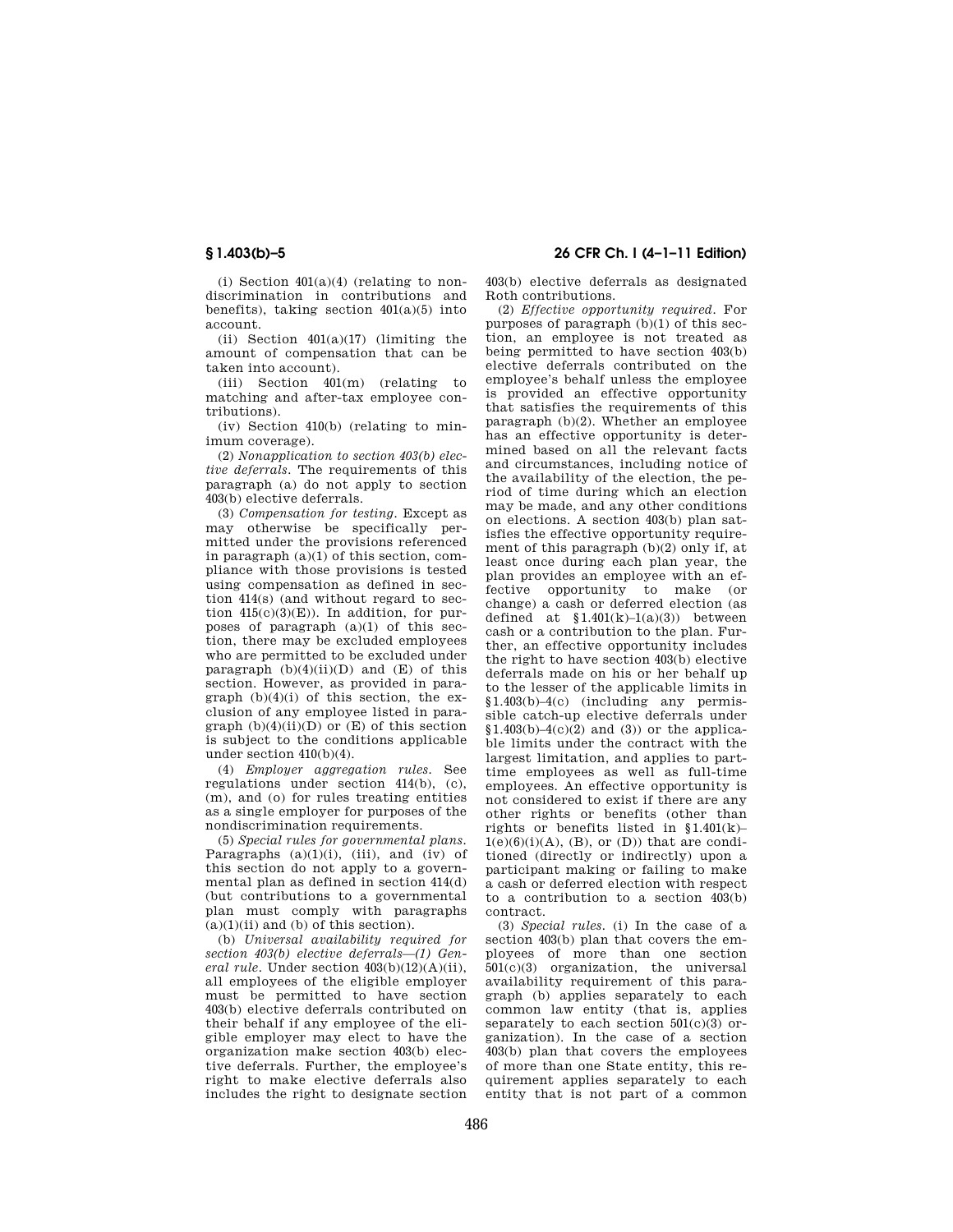(i) Section 401(a)(4) (relating to nondiscrimination in contributions and benefits), taking section 401(a)(5) into account.

(ii) Section 401(a)(17) (limiting the amount of compensation that can be taken into account).

(iii) Section 401(m) (relating to matching and after-tax employee contributions).

(iv) Section 410(b) (relating to minimum coverage).

(2) *Nonapplication to section 403(b) elective deferrals.* The requirements of this paragraph (a) do not apply to section 403(b) elective deferrals.

(3) *Compensation for testing.* Except as may otherwise be specifically permitted under the provisions referenced in paragraph (a)(1) of this section, compliance with those provisions is tested using compensation as defined in section 414(s) (and without regard to section 415(c)(3)(E)). In addition, for purposes of paragraph (a)(1) of this section, there may be excluded employees who are permitted to be excluded under paragraph (b)(4)(ii)(D) and (E) of this section. However, as provided in paragraph (b)(4)(i) of this section, the exclusion of any employee listed in paragraph (b)(4)(ii)(D) or (E) of this section is subject to the conditions applicable under section 410(b)(4).

(4) *Employer aggregation rules.* See regulations under section 414(b), (c), (m), and (o) for rules treating entities as a single employer for purposes of the nondiscrimination requirements.

(5) *Special rules for governmental plans.* Paragraphs (a)(1)(i), (iii), and (iv) of this section do not apply to a governmental plan as defined in section 414(d) (but contributions to a governmental plan must comply with paragraphs (a)(1)(ii) and (b) of this section).

(b) *Universal availability required for section 403(b) elective deferrals—(1) General rule.* Under section 403(b)(12)(A)(ii), all employees of the eligible employer must be permitted to have section 403(b) elective deferrals contributed on their behalf if any employee of the eligible employer may elect to have the organization make section 403(b) elective deferrals. Further, the employee's right to make elective deferrals also includes the right to designate section 403(b) elective deferrals as designated Roth contributions.

(2) *Effective opportunity required.* For purposes of paragraph (b)(1) of this section, an employee is not treated as being permitted to have section 403(b) elective deferrals contributed on the employee's behalf unless the employee is provided an effective opportunity that satisfies the requirements of this paragraph (b)(2). Whether an employee has an effective opportunity is determined based on all the relevant facts and circumstances, including notice of the availability of the election, the period of time during which an election may be made, and any other conditions on elections. A section 403(b) plan satisfies the effective opportunity requirement of this paragraph (b)(2) only if, at least once during each plan year, the plan provides an employee with an effective opportunity to make (or change) a cash or deferred election (as defined at §1.401(k)–1(a)(3)) between cash or a contribution to the plan. Further, an effective opportunity includes the right to have section 403(b) elective deferrals made on his or her behalf up to the lesser of the applicable limits in §1.403(b)–4(c) (including any permissible catch-up elective deferrals under §1.403(b)–4(c)(2) and (3)) or the applicable limits under the contract with the largest limitation, and applies to part-time employees as well as full-time employees. An effective opportunity is not considered to exist if there are any other rights or benefits (other than rights or benefits listed in §1.401(k)–1(e)(6)(i)(A), (B), or (D)) that are conditioned (directly or indirectly) upon a participant making or failing to make a cash or deferred election with respect to a contribution to a section 403(b) contract.

(3) *Special rules.* (i) In the case of a section 403(b) plan that covers the employees of more than one section 501(c)(3) organization, the universal availability requirement of this paragraph (b) applies separately to each common law entity (that is, applies separately to each section 501(c)(3) organization). In the case of a section 403(b) plan that covers the employees of more than one State entity, this requirement applies separately to each entity that is not part of a common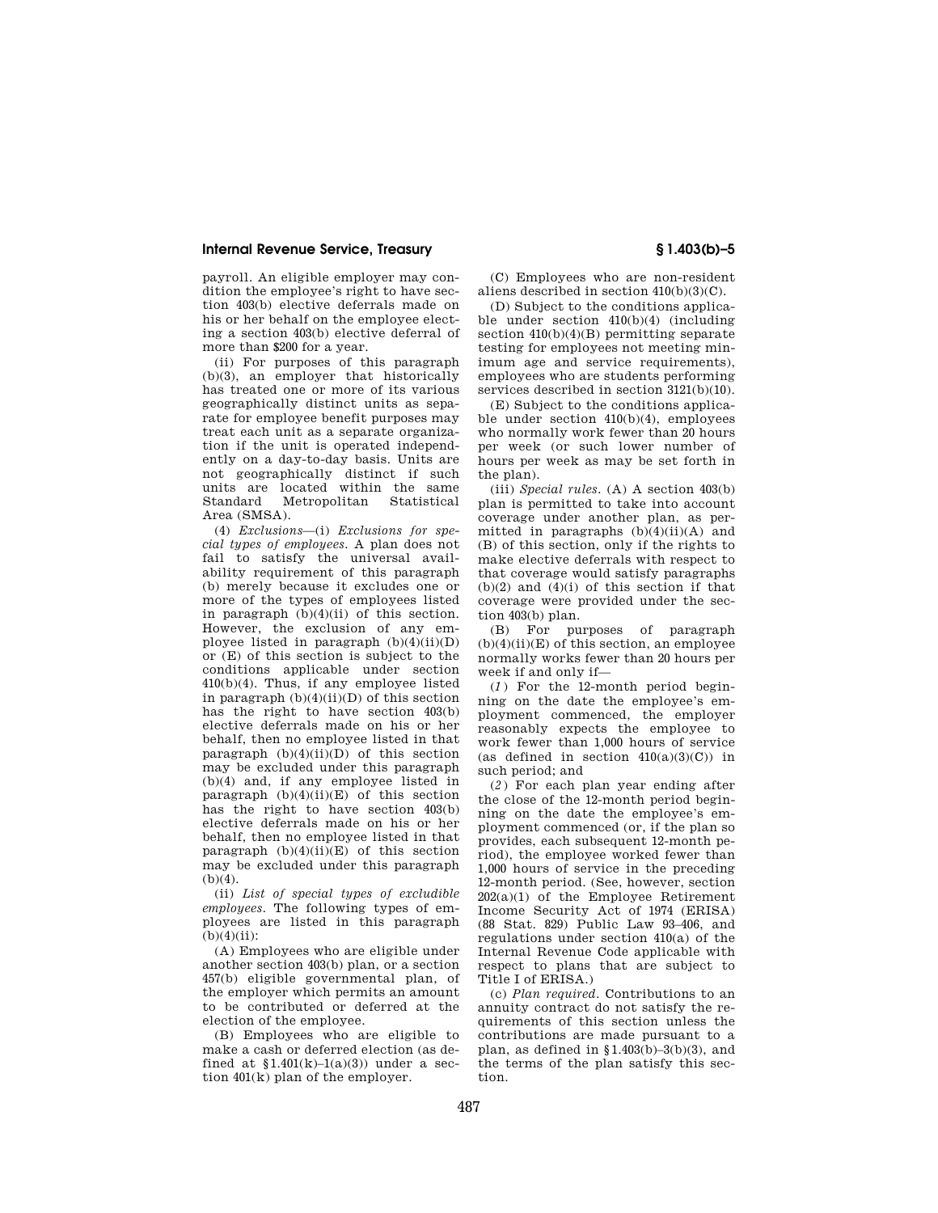payroll. An eligible employer may condition the employee's right to have section 403(b) elective deferrals made on his or her behalf on the employee electing a section 403(b) elective deferral of more than $200 for a year.

(ii) For purposes of this paragraph (b)(3), an employer that historically has treated one or more of its various geographically distinct units as separate for employee benefit purposes may treat each unit as a separate organization if the unit is operated independently on a day-to-day basis. Units are not geographically distinct if such units are located within the same Standard Metropolitan Statistical Area (SMSA).

(4) *Exclusions*—(i) *Exclusions for special types of employees.* A plan does not fail to satisfy the universal availability requirement of this paragraph (b) merely because it excludes one or more of the types of employees listed in paragraph (b)(4)(ii) of this section. However, the exclusion of any employee listed in paragraph (b)(4)(ii)(D) or (E) of this section is subject to the conditions applicable under section 410(b)(4). Thus, if any employee listed in paragraph (b)(4)(ii)(D) of this section has the right to have section 403(b) elective deferrals made on his or her behalf, then no employee listed in that paragraph (b)(4)(ii)(D) of this section may be excluded under this paragraph (b)(4) and, if any employee listed in paragraph (b)(4)(ii)(E) of this section has the right to have section 403(b) elective deferrals made on his or her behalf, then no employee listed in that paragraph (b)(4)(ii)(E) of this section may be excluded under this paragraph (b)(4).

(ii) *List of special types of excludible employees.* The following types of employees are listed in this paragraph (b)(4)(ii):

(A) Employees who are eligible under another section 403(b) plan, or a section 457(b) eligible governmental plan, of the employer which permits an amount to be contributed or deferred at the election of the employee.

(B) Employees who are eligible to make a cash or deferred election (as defined at §1.401(k)–1(a)(3)) under a section 401(k) plan of the employer.

(C) Employees who are non-resident aliens described in section 410(b)(3)(C).

(D) Subject to the conditions applicable under section 410(b)(4) (including section 410(b)(4)(B) permitting separate testing for employees not meeting minimum age and service requirements), employees who are students performing services described in section 3121(b)(10).

(E) Subject to the conditions applicable under section 410(b)(4), employees who normally work fewer than 20 hours per week (or such lower number of hours per week as may be set forth in the plan).

(iii) *Special rules.* (A) A section 403(b) plan is permitted to take into account coverage under another plan, as permitted in paragraphs (b)(4)(ii)(A) and (B) of this section, only if the rights to make elective deferrals with respect to that coverage would satisfy paragraphs (b)(2) and (4)(i) of this section if that coverage were provided under the section 403(b) plan.

(B) For purposes of paragraph (b)(4)(ii)(E) of this section, an employee normally works fewer than 20 hours per week if and only if—

(*1*) For the 12-month period beginning on the date the employee's employment commenced, the employer reasonably expects the employee to work fewer than 1,000 hours of service (as defined in section 410(a)(3)(C)) in such period; and

(*2*) For each plan year ending after the close of the 12-month period beginning on the date the employee's employment commenced (or, if the plan so provides, each subsequent 12-month period), the employee worked fewer than 1,000 hours of service in the preceding 12-month period. (See, however, section 202(a)(1) of the Employee Retirement Income Security Act of 1974 (ERISA) (88 Stat. 829) Public Law 93–406, and regulations under section 410(a) of the Internal Revenue Code applicable with respect to plans that are subject to Title I of ERISA.)

(c) *Plan required.* Contributions to an annuity contract do not satisfy the requirements of this section unless the contributions are made pursuant to a plan, as defined in §1.403(b)–3(b)(3), and the terms of the plan satisfy this section.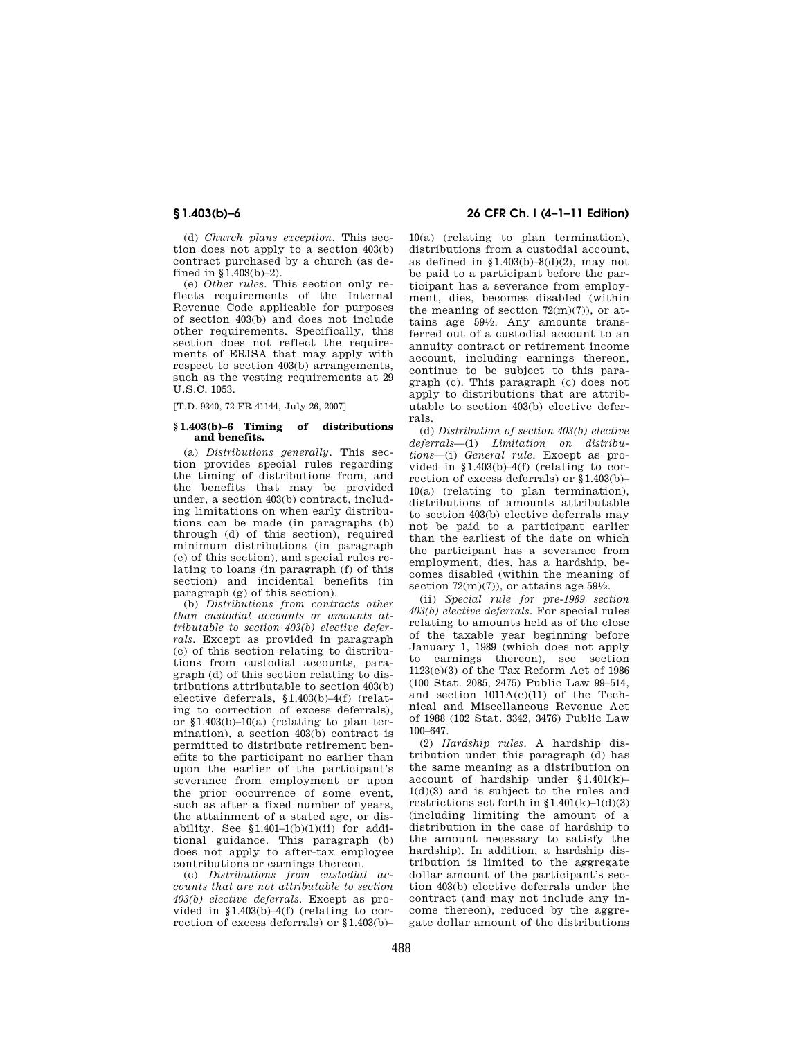(d) *Church plans exception.* This section does not apply to a section 403(b) contract purchased by a church (as defined in §1.403(b)–2).

(e) *Other rules.* This section only reflects requirements of the Internal Revenue Code applicable for purposes of section 403(b) and does not include other requirements. Specifically, this section does not reflect the requirements of ERISA that may apply with respect to section 403(b) arrangements, such as the vesting requirements at 29 U.S.C. 1053.

[T.D. 9340, 72 FR 41144, July 26, 2007]

## §1.403(b)–6 Timing of distributions and benefits.

(a) *Distributions generally.* This section provides special rules regarding the timing of distributions from, and the benefits that may be provided under, a section 403(b) contract, including limitations on when early distributions can be made (in paragraphs (b) through (d) of this section), required minimum distributions (in paragraph (e) of this section), and special rules relating to loans (in paragraph (f) of this section) and incidental benefits (in paragraph (g) of this section).

(b) *Distributions from contracts other than custodial accounts or amounts attributable to section 403(b) elective deferrals.* Except as provided in paragraph (c) of this section relating to distributions from custodial accounts, paragraph (d) of this section relating to distributions attributable to section 403(b) elective deferrals, §1.403(b)–4(f) (relating to correction of excess deferrals), or §1.403(b)–10(a) (relating to plan termination), a section 403(b) contract is permitted to distribute retirement benefits to the participant no earlier than upon the earlier of the participant's severance from employment or upon the prior occurrence of some event, such as after a fixed number of years, the attainment of a stated age, or disability. See §1.401–1(b)(1)(ii) for additional guidance. This paragraph (b) does not apply to after-tax employee contributions or earnings thereon.

(c) *Distributions from custodial accounts that are not attributable to section 403(b) elective deferrals.* Except as provided in §1.403(b)–4(f) (relating to correction of excess deferrals) or §1.403(b)–10(a) (relating to plan termination), distributions from a custodial account, as defined in §1.403(b)–8(d)(2), may not be paid to a participant before the participant has a severance from employment, dies, becomes disabled (within the meaning of section 72(m)(7)), or attains age 59½. Any amounts transferred out of a custodial account to an annuity contract or retirement income account, including earnings thereon, continue to be subject to this paragraph (c). This paragraph (c) does not apply to distributions that are attributable to section 403(b) elective deferrals.

(d) *Distribution of section 403(b) elective deferrals*—(1) *Limitation on distributions*—(i) *General rule.* Except as provided in §1.403(b)–4(f) (relating to correction of excess deferrals) or §1.403(b)–10(a) (relating to plan termination), distributions of amounts attributable to section 403(b) elective deferrals may not be paid to a participant earlier than the earliest of the date on which the participant has a severance from employment, dies, has a hardship, becomes disabled (within the meaning of section 72(m)(7)), or attains age 59½.

(ii) *Special rule for pre-1989 section 403(b) elective deferrals.* For special rules relating to amounts held as of the close of the taxable year beginning before January 1, 1989 (which does not apply to earnings thereon), see section 1123(e)(3) of the Tax Reform Act of 1986 (100 Stat. 2085, 2475) Public Law 99–514, and section 1011A(c)(11) of the Technical and Miscellaneous Revenue Act of 1988 (102 Stat. 3342, 3476) Public Law 100–647.

(2) *Hardship rules.* A hardship distribution under this paragraph (d) has the same meaning as a distribution on account of hardship under §1.401(k)–1(d)(3) and is subject to the rules and restrictions set forth in §1.401(k)–1(d)(3) (including limiting the amount of a distribution in the case of hardship to the amount necessary to satisfy the hardship). In addition, a hardship distribution is limited to the aggregate dollar amount of the participant's section 403(b) elective deferrals under the contract (and may not include any income thereon), reduced by the aggregate dollar amount of the distributions